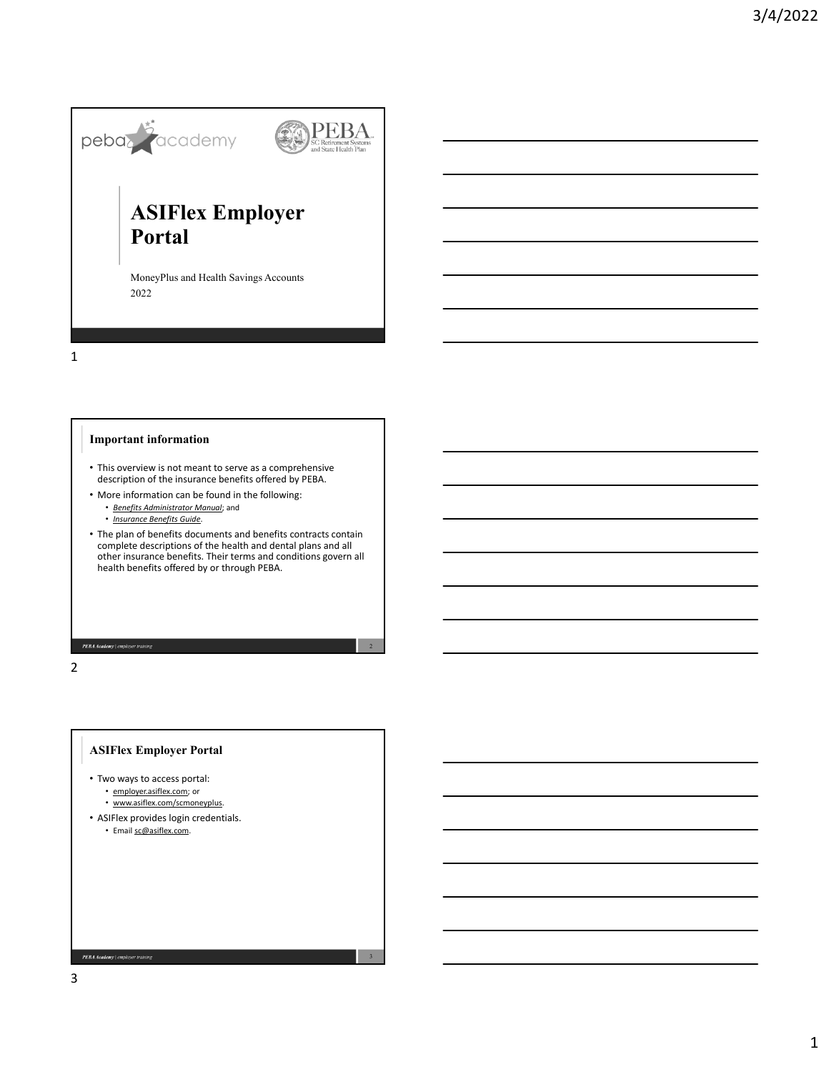# ASIFlex Employer Portal

MoneyPlus and Health Savings Accounts

2022

## Important information

- This overview is not meant to serve as a comprehensive description of the insurance benefits offered by PEBA.
- More information can be found in the following:
  - *Benefits Administrator Manual*; and
  - *Insurance Benefits Guide*.
- The plan of benefits documents and benefits contracts contain complete descriptions of the health and dental plans and all other insurance benefits. Their terms and conditions govern all health benefits offered by or through PEBA.

## ASIFlex Employer Portal

- Two ways to access portal:
  - employer.asiflex.com; or
  - www.asiflex.com/scmoneyplus.
- ASIFlex provides login credentials.
  - Email sc@asiflex.com.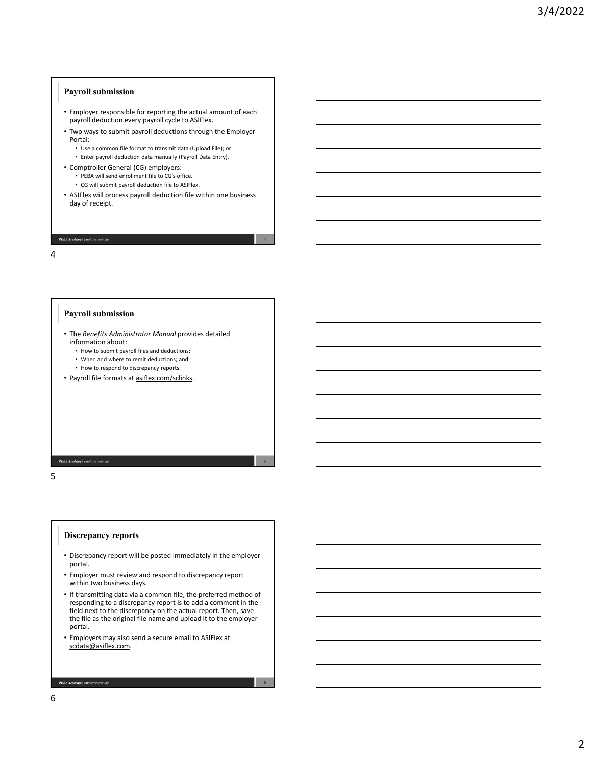## Payroll submission

- Employer responsible for reporting the actual amount of each payroll deduction every payroll cycle to ASIFlex.
- Two ways to submit payroll deductions through the Employer Portal:
  - Use a common file format to transmit data (Upload File); or
  - Enter payroll deduction data manually (Payroll Data Entry).
- Comptroller General (CG) employers:
  - PEBA will send enrollment file to CG's office.
  - CG will submit payroll deduction file to ASIFlex.
- ASIFlex will process payroll deduction file within one business day of receipt.

## Payroll submission

- The ***Benefits Administrator Manual*** provides detailed information about:
  - How to submit payroll files and deductions;
  - When and where to remit deductions; and
  - How to respond to discrepancy reports.
- Payroll file formats at asiflex.com/sclinks.

## Discrepancy reports

- Discrepancy report will be posted immediately in the employer portal.
- Employer must review and respond to discrepancy report within two business days.
- If transmitting data via a common file, the preferred method of responding to a discrepancy report is to add a comment in the field next to the discrepancy on the actual report. Then, save the file as the original file name and upload it to the employer portal.
- Employers may also send a secure email to ASIFlex at scdata@asiflex.com.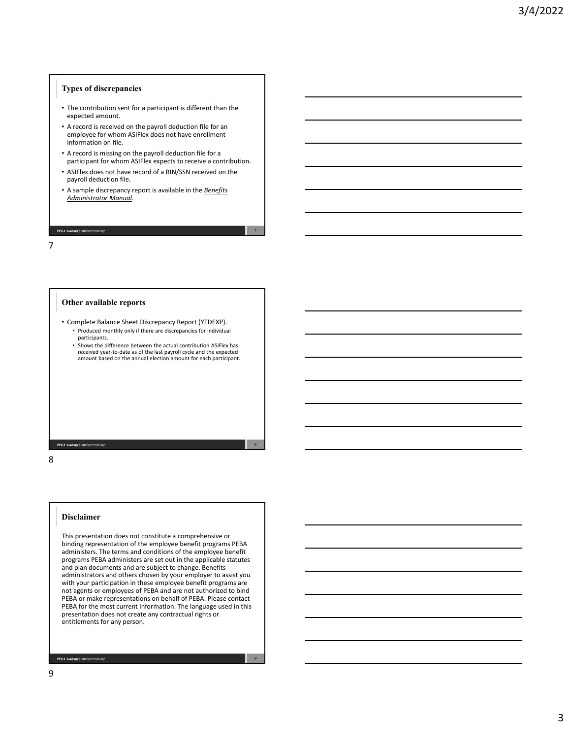## Types of discrepancies

- The contribution sent for a participant is different than the expected amount.
- A record is received on the payroll deduction file for an employee for whom ASIFlex does not have enrollment information on file.
- A record is missing on the payroll deduction file for a participant for whom ASIFlex expects to receive a contribution.
- ASIFlex does not have record of a BIN/SSN received on the payroll deduction file.
- A sample discrepancy report is available in the ***Benefits Administrator Manual***.

*PEBA Academy* | *employer training*

## Other available reports

- Complete Balance Sheet Discrepancy Report (YTDEXP).
  - Produced monthly only if there are discrepancies for individual participants.
  - Shows the difference between the actual contribution ASIFlex has received year-to-date as of the last payroll cycle and the expected amount based on the annual election amount for each participant.

*PEBA Academy* | *employer training*

## Disclaimer

This presentation does not constitute a comprehensive or binding representation of the employee benefit programs PEBA administers. The terms and conditions of the employee benefit programs PEBA administers are set out in the applicable statutes and plan documents and are subject to change. Benefits administrators and others chosen by your employer to assist you with your participation in these employee benefit programs are not agents or employees of PEBA and are not authorized to bind PEBA or make representations on behalf of PEBA. Please contact PEBA for the most current information. The language used in this presentation does not create any contractual rights or entitlements for any person.

*PEBA Academy* | *employer training*